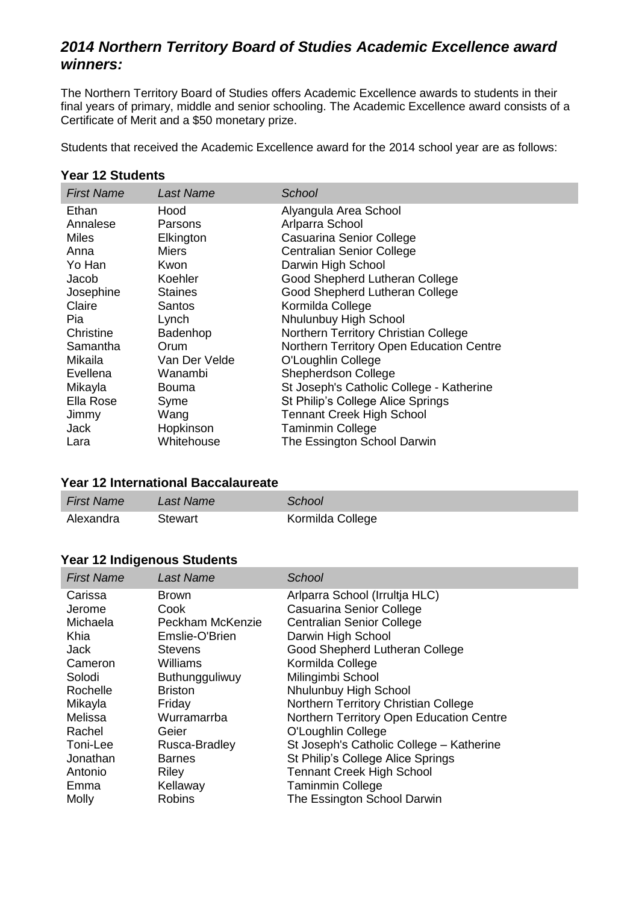## *2014 Northern Territory Board of Studies Academic Excellence award winners:*

The Northern Territory Board of Studies offers Academic Excellence awards to students in their final years of primary, middle and senior schooling. The Academic Excellence award consists of a Certificate of Merit and a $50 monetary prize.

Students that received the Academic Excellence award for the 2014 school year are as follows:

### Year 12 Students

| *First Name* | *Last Name* | *School* |
|---|---|---|
| Ethan | Hood | Alyangula Area School |
| Annalese | Parsons | Arlparra School |
| Miles | Elkington | Casuarina Senior College |
| Anna | Miers | Centralian Senior College |
| Yo Han | Kwon | Darwin High School |
| Jacob | Koehler | Good Shepherd Lutheran College |
| Josephine | Staines | Good Shepherd Lutheran College |
| Claire | Santos | Kormilda College |
| Pia | Lynch | Nhulunbuy High School |
| Christine | Badenhop | Northern Territory Christian College |
| Samantha | Orum | Northern Territory Open Education Centre |
| Mikaila | Van Der Velde | O'Loughlin College |
| Evellena | Wanambi | Shepherdson College |
| Mikayla | Bouma | St Joseph's Catholic College - Katherine |
| Ella Rose | Syme | St Philip's College Alice Springs |
| Jimmy | Wang | Tennant Creek High School |
| Jack | Hopkinson | Taminmin College |
| Lara | Whitehouse | The Essington School Darwin |

### Year 12 International Baccalaureate

| *First Name* | *Last Name* | *School* |
|---|---|---|
| Alexandra | Stewart | Kormilda College |

### Year 12 Indigenous Students

| *First Name* | *Last Name* | *School* |
|---|---|---|
| Carissa | Brown | Arlparra School (Irrultja HLC) |
| Jerome | Cook | Casuarina Senior College |
| Michaela | Peckham McKenzie | Centralian Senior College |
| Khia | Emslie-O'Brien | Darwin High School |
| Jack | Stevens | Good Shepherd Lutheran College |
| Cameron | Williams | Kormilda College |
| Solodi | Buthungguliwuy | Milingimbi School |
| Rochelle | Briston | Nhulunbuy High School |
| Mikayla | Friday | Northern Territory Christian College |
| Melissa | Wurramarrba | Northern Territory Open Education Centre |
| Rachel | Geier | O'Loughlin College |
| Toni-Lee | Rusca-Bradley | St Joseph's Catholic College – Katherine |
| Jonathan | Barnes | St Philip's College Alice Springs |
| Antonio | Riley | Tennant Creek High School |
| Emma | Kellaway | Taminmin College |
| Molly | Robins | The Essington School Darwin |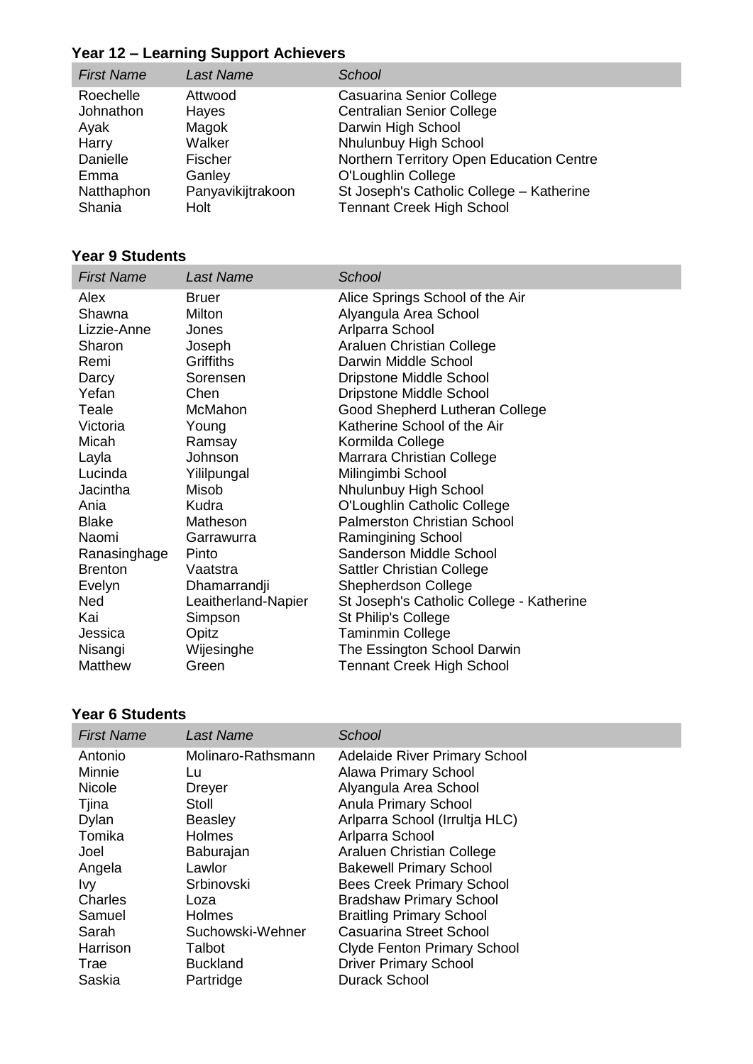### Year 12 – Learning Support Achievers

| *First Name* | *Last Name* | *School* |
|---|---|---|
| Roechelle | Attwood | Casuarina Senior College |
| Johnathon | Hayes | Centralian Senior College |
| Ayak | Magok | Darwin High School |
| Harry | Walker | Nhulunbuy High School |
| Danielle | Fischer | Northern Territory Open Education Centre |
| Emma | Ganley | O'Loughlin College |
| Natthaphon | Panyavikijtrakoon | St Joseph's Catholic College – Katherine |
| Shania | Holt | Tennant Creek High School |

### Year 9 Students

| *First Name* | *Last Name* | *School* |
|---|---|---|
| Alex | Bruer | Alice Springs School of the Air |
| Shawna | Milton | Alyangula Area School |
| Lizzie-Anne | Jones | Arlparra School |
| Sharon | Joseph | Araluen Christian College |
| Remi | Griffiths | Darwin Middle School |
| Darcy | Sorensen | Dripstone Middle School |
| Yefan | Chen | Dripstone Middle School |
| Teale | McMahon | Good Shepherd Lutheran College |
| Victoria | Young | Katherine School of the Air |
| Micah | Ramsay | Kormilda College |
| Layla | Johnson | Marrara Christian College |
| Lucinda | Yililpungal | Milingimbi School |
| Jacintha | Misob | Nhulunbuy High School |
| Ania | Kudra | O'Loughlin Catholic College |
| Blake | Matheson | Palmerston Christian School |
| Naomi | Garrawurra | Ramingining School |
| Ranasinghage | Pinto | Sanderson Middle School |
| Brenton | Vaatstra | Sattler Christian College |
| Evelyn | Dhamarrandji | Shepherdson College |
| Ned | Leaitherland-Napier | St Joseph's Catholic College - Katherine |
| Kai | Simpson | St Philip's College |
| Jessica | Opitz | Taminmin College |
| Nisangi | Wijesinghe | The Essington School Darwin |
| Matthew | Green | Tennant Creek High School |

### Year 6 Students

| *First Name* | *Last Name* | *School* |
|---|---|---|
| Antonio | Molinaro-Rathsmann | Adelaide River Primary School |
| Minnie | Lu | Alawa Primary School |
| Nicole | Dreyer | Alyangula Area School |
| Tjina | Stoll | Anula Primary School |
| Dylan | Beasley | Arlparra School (Irrultja HLC) |
| Tomika | Holmes | Arlparra School |
| Joel | Baburajan | Araluen Christian College |
| Angela | Lawlor | Bakewell Primary School |
| Ivy | Srbinovski | Bees Creek Primary School |
| Charles | Loza | Bradshaw Primary School |
| Samuel | Holmes | Braitling Primary School |
| Sarah | Suchowski-Wehner | Casuarina Street School |
| Harrison | Talbot | Clyde Fenton Primary School |
| Trae | Buckland | Driver Primary School |
| Saskia | Partridge | Durack School |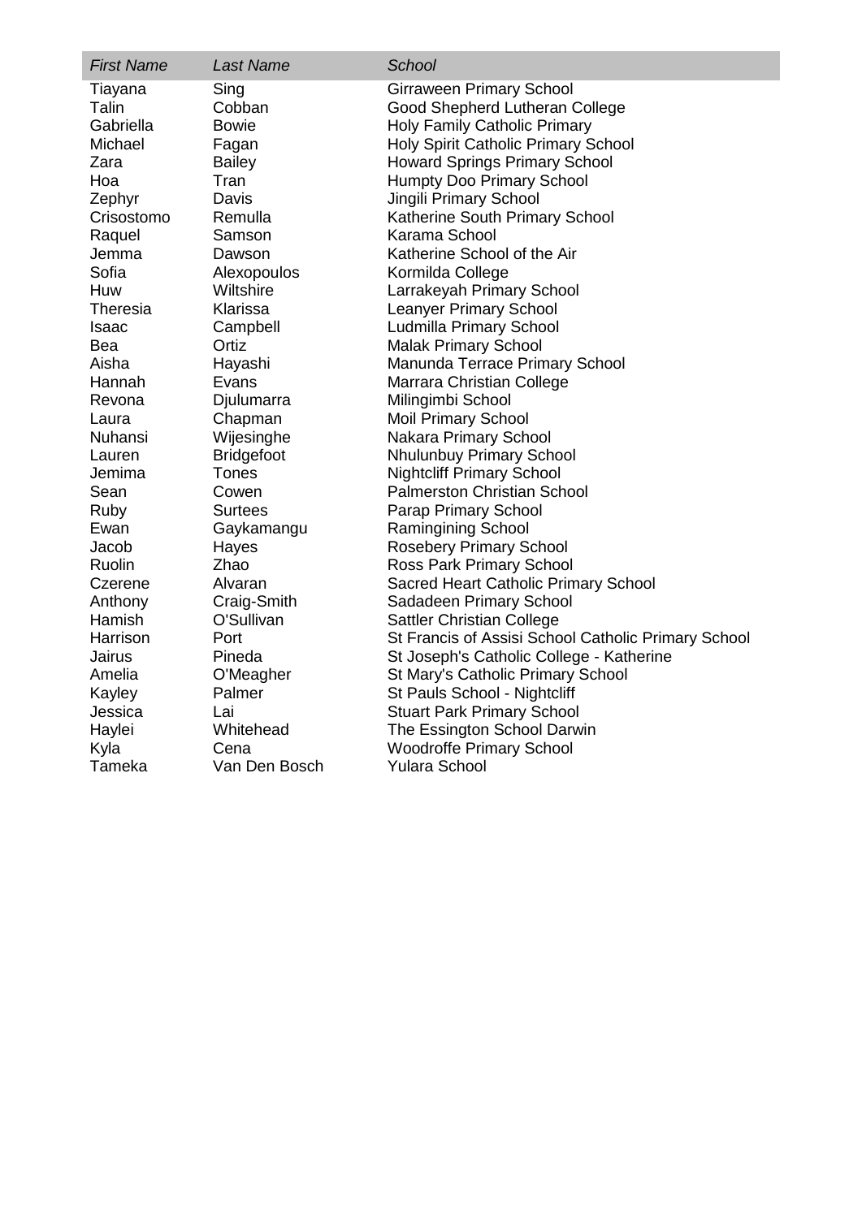| *First Name* | *Last Name* | *School* |
|---|---|---|
| Tiayana | Sing | Girraween Primary School |
| Talin | Cobban | Good Shepherd Lutheran College |
| Gabriella | Bowie | Holy Family Catholic Primary |
| Michael | Fagan | Holy Spirit Catholic Primary School |
| Zara | Bailey | Howard Springs Primary School |
| Hoa | Tran | Humpty Doo Primary School |
| Zephyr | Davis | Jingili Primary School |
| Crisostomo | Remulla | Katherine South Primary School |
| Raquel | Samson | Karama School |
| Jemma | Dawson | Katherine School of the Air |
| Sofia | Alexopoulos | Kormilda College |
| Huw | Wiltshire | Larrakeyah Primary School |
| Theresia | Klarissa | Leanyer Primary School |
| Isaac | Campbell | Ludmilla Primary School |
| Bea | Ortiz | Malak Primary School |
| Aisha | Hayashi | Manunda Terrace Primary School |
| Hannah | Evans | Marrara Christian College |
| Revona | Djulumarra | Milingimbi School |
| Laura | Chapman | Moil Primary School |
| Nuhansi | Wijesinghe | Nakara Primary School |
| Lauren | Bridgefoot | Nhulunbuy Primary School |
| Jemima | Tones | Nightcliff Primary School |
| Sean | Cowen | Palmerston Christian School |
| Ruby | Surtees | Parap Primary School |
| Ewan | Gaykamangu | Ramingining School |
| Jacob | Hayes | Rosebery Primary School |
| Ruolin | Zhao | Ross Park Primary School |
| Czerene | Alvaran | Sacred Heart Catholic Primary School |
| Anthony | Craig-Smith | Sadadeen Primary School |
| Hamish | O'Sullivan | Sattler Christian College |
| Harrison | Port | St Francis of Assisi School Catholic Primary School |
| Jairus | Pineda | St Joseph's Catholic College - Katherine |
| Amelia | O'Meagher | St Mary's Catholic Primary School |
| Kayley | Palmer | St Pauls School - Nightcliff |
| Jessica | Lai | Stuart Park Primary School |
| Haylei | Whitehead | The Essington School Darwin |
| Kyla | Cena | Woodroffe Primary School |
| Tameka | Van Den Bosch | Yulara School |